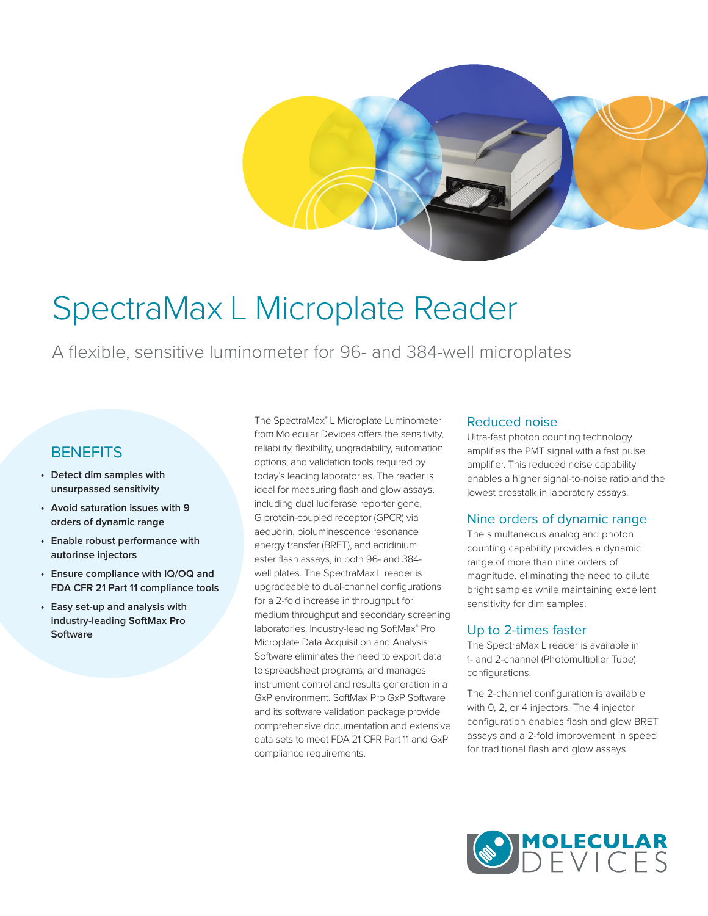# SpectraMax L Microplate Reader

A flexible, sensitive luminometer for 96- and 384-well microplates

## BENEFITS

- **Detect dim samples with unsurpassed sensitivity**
- **Avoid saturation issues with 9 orders of dynamic range**
- **Enable robust performance with autorinse injectors**
- **Ensure compliance with IQ/OQ and FDA CFR 21 Part 11 compliance tools**
- **Easy set-up and analysis with industry-leading SoftMax Pro Software**

The SpectraMax® L Microplate Luminometer from Molecular Devices offers the sensitivity, reliability, flexibility, upgradability, automation options, and validation tools required by today's leading laboratories. The reader is ideal for measuring flash and glow assays, including dual luciferase reporter gene, G protein-coupled receptor (GPCR) via aequorin, bioluminescence resonance energy transfer (BRET), and acridinium ester flash assays, in both 96- and 384-well plates. The SpectraMax L reader is upgradeable to dual-channel configurations for a 2-fold increase in throughput for medium throughput and secondary screening laboratories. Industry-leading SoftMax® Pro Microplate Data Acquisition and Analysis Software eliminates the need to export data to spreadsheet programs, and manages instrument control and results generation in a GxP environment. SoftMax Pro GxP Software and its software validation package provide comprehensive documentation and extensive data sets to meet FDA 21 CFR Part 11 and GxP compliance requirements.

## Reduced noise

Ultra-fast photon counting technology amplifies the PMT signal with a fast pulse amplifier. This reduced noise capability enables a higher signal-to-noise ratio and the lowest crosstalk in laboratory assays.

## Nine orders of dynamic range

The simultaneous analog and photon counting capability provides a dynamic range of more than nine orders of magnitude, eliminating the need to dilute bright samples while maintaining excellent sensitivity for dim samples.

## Up to 2-times faster

The SpectraMax L reader is available in 1- and 2-channel (Photomultiplier Tube) configurations.

The 2-channel configuration is available with 0, 2, or 4 injectors. The 4 injector configuration enables flash and glow BRET assays and a 2-fold improvement in speed for traditional flash and glow assays.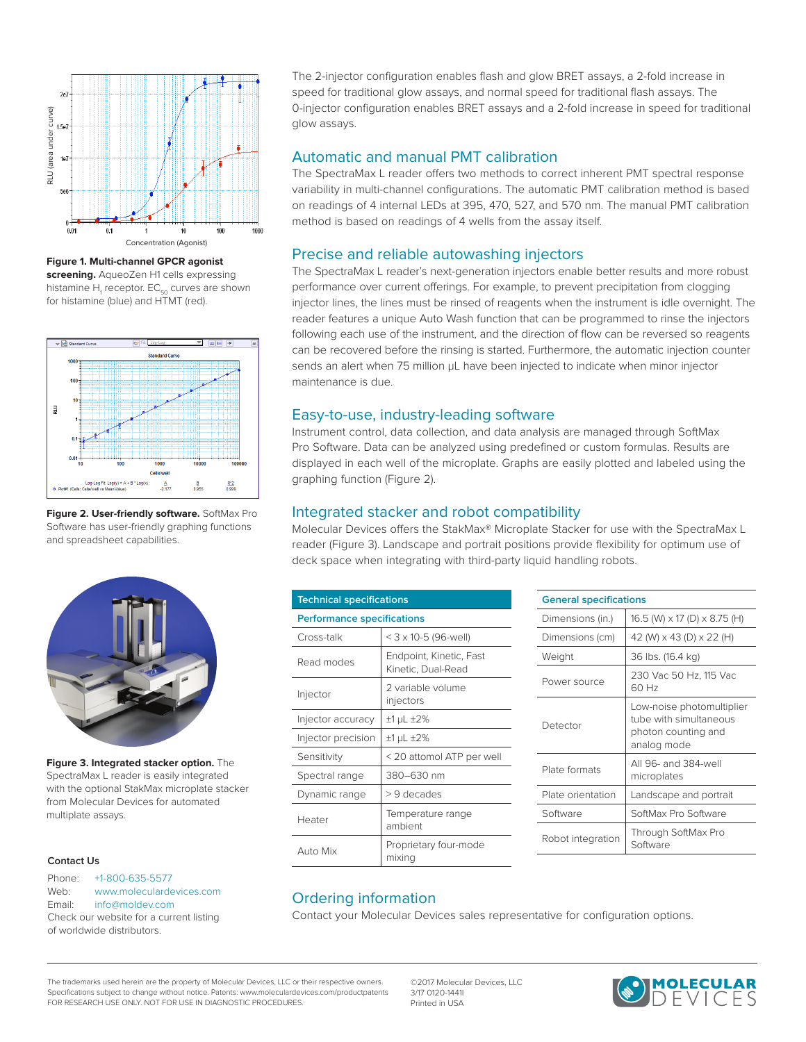RLU (area under curve)
2e7
1.5e7
1e7
5e6
0
0.01
0.1
1
10
100
1000
Concentration (Agonist)

**Figure 1. Multi-channel GPCR agonist screening.** AqueoZen H1 cells expressing histamine $H_1$ receptor. $EC_{50}$ curves are shown for histamine (blue) and HTMT (red).

Standard Curve
Standard Curve
RLU
1000
100
10
1
0.1
0.01
10
100
1000
10000
100000
Cells/well
Log-Log Fit: Log(y) = A + B * Log(x): A -2.177 B 0.955 R^2 0.999
Plot#1 (Cells: Cells/well vs MeanValue)

**Figure 2. User-friendly software.** SoftMax Pro Software has user-friendly graphing functions and spreadsheet capabilities.

**Figure 3. Integrated stacker option.** The SpectraMax L reader is easily integrated with the optional StakMax microplate stacker from Molecular Devices for automated multiplate assays.

The 2-injector configuration enables flash and glow BRET assays, a 2-fold increase in speed for traditional glow assays, and normal speed for traditional flash assays. The 0-injector configuration enables BRET assays and a 2-fold increase in speed for traditional glow assays.

## Automatic and manual PMT calibration

The SpectraMax L reader offers two methods to correct inherent PMT spectral response variability in multi-channel configurations. The automatic PMT calibration method is based on readings of 4 internal LEDs at 395, 470, 527, and 570 nm. The manual PMT calibration method is based on readings of 4 wells from the assay itself.

## Precise and reliable autowashing injectors

The SpectraMax L reader's next-generation injectors enable better results and more robust performance over current offerings. For example, to prevent precipitation from clogging injector lines, the lines must be rinsed of reagents when the instrument is idle overnight. The reader features a unique Auto Wash function that can be programmed to rinse the injectors following each use of the instrument, and the direction of flow can be reversed so reagents can be recovered before the rinsing is started. Furthermore, the automatic injection counter sends an alert when 75 million µL have been injected to indicate when minor injector maintenance is due.

## Easy-to-use, industry-leading software

Instrument control, data collection, and data analysis are managed through SoftMax Pro Software. Data can be analyzed using predefined or custom formulas. Results are displayed in each well of the microplate. Graphs are easily plotted and labeled using the graphing function (Figure 2).

## Integrated stacker and robot compatibility

Molecular Devices offers the StakMax® Microplate Stacker for use with the SpectraMax L reader (Figure 3). Landscape and portrait positions provide flexibility for optimum use of deck space when integrating with third-party liquid handling robots.

| Technical specifications | |
|---|---|
| **Performance specifications** | |
| Cross-talk | < 3 x 10-5 (96-well) |
| Read modes | Endpoint, Kinetic, Fast Kinetic, Dual-Read |
| Injector | 2 variable volume injectors |
| Injector accuracy | ±1 µL ±2% |
| Injector precision | ±1 µL ±2% |
| Sensitivity | < 20 attomol ATP per well |
| Spectral range | 380–630 nm |
| Dynamic range | > 9 decades |
| Heater | Temperature range ambient |
| Auto Mix | Proprietary four-mode mixing |

| General specifications | |
|---|---|
| Dimensions (in.) | 16.5 (W) x 17 (D) x 8.75 (H) |
| Dimensions (cm) | 42 (W) x 43 (D) x 22 (H) |
| Weight | 36 lbs. (16.4 kg) |
| Power source | 230 Vac 50 Hz, 115 Vac 60 Hz |
| Detector | Low-noise photomultiplier tube with simultaneous photon counting and analog mode |
| Plate formats | All 96- and 384-well microplates |
| Plate orientation | Landscape and portrait |
| Software | SoftMax Pro Software |
| Robot integration | Through SoftMax Pro Software |

## Ordering information

Contact your Molecular Devices sales representative for configuration options.

### Contact Us

Phone: +1-800-635-5577
Web: www.moleculardevices.com
Email: info@moldev.com
Check our website for a current listing of worldwide distributors.

The trademarks used herein are the property of Molecular Devices, LLC or their respective owners. Specifications subject to change without notice. Patents: www.moleculardevices.com/productpatents
FOR RESEARCH USE ONLY. NOT FOR USE IN DIAGNOSTIC PROCEDURES.

©2017 Molecular Devices, LLC
3/17 0120-1441I
Printed in USA

MOLECULAR DEVICES